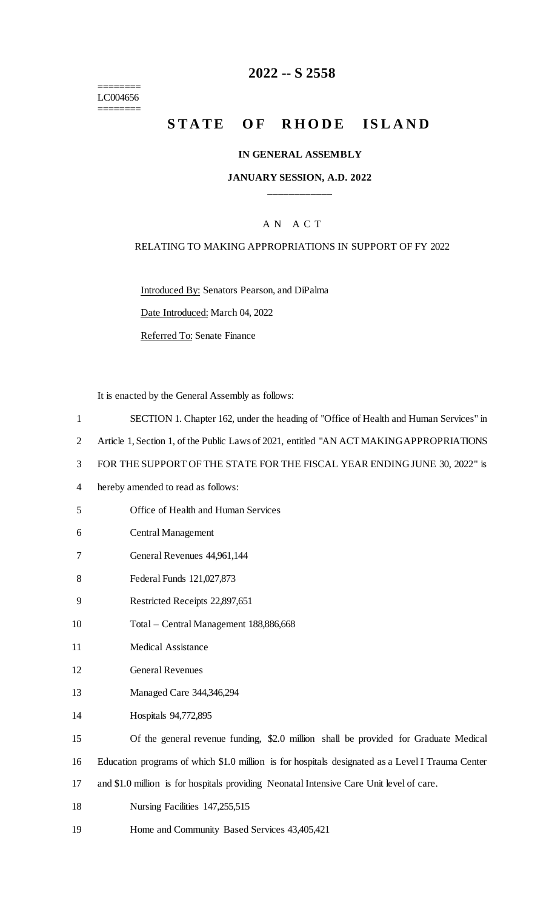# 2022 -- S 2558

========
LC004656
========

## STATE OF RHODE ISLAND

### IN GENERAL ASSEMBLY

### JANUARY SESSION, A.D. 2022

\_\_\_\_\_\_\_\_\_\_\_\_

A N A C T

RELATING TO MAKING APPROPRIATIONS IN SUPPORT OF FY 2022

Introduced By: Senators Pearson, and DiPalma

Date Introduced: March 04, 2022

Referred To: Senate Finance

It is enacted by the General Assembly as follows:

1 SECTION 1. Chapter 162, under the heading of "Office of Health and Human Services" in
2 Article 1, Section 1, of the Public Laws of 2021, entitled "AN ACT MAKING APPROPRIATIONS
3 FOR THE SUPPORT OF THE STATE FOR THE FISCAL YEAR ENDING JUNE 30, 2022" is
4 hereby amended to read as follows:

5 Office of Health and Human Services
6 Central Management
7 General Revenues 44,961,144
8 Federal Funds 121,027,873
9 Restricted Receipts 22,897,651
10 Total – Central Management 188,886,668
11 Medical Assistance
12 General Revenues
13 Managed Care 344,346,294
14 Hospitals 94,772,895
15 Of the general revenue funding, $2.0 million shall be provided for Graduate Medical
16 Education programs of which $1.0 million is for hospitals designated as a Level I Trauma Center
17 and $1.0 million is for hospitals providing Neonatal Intensive Care Unit level of care.
18 Nursing Facilities 147,255,515
19 Home and Community Based Services 43,405,421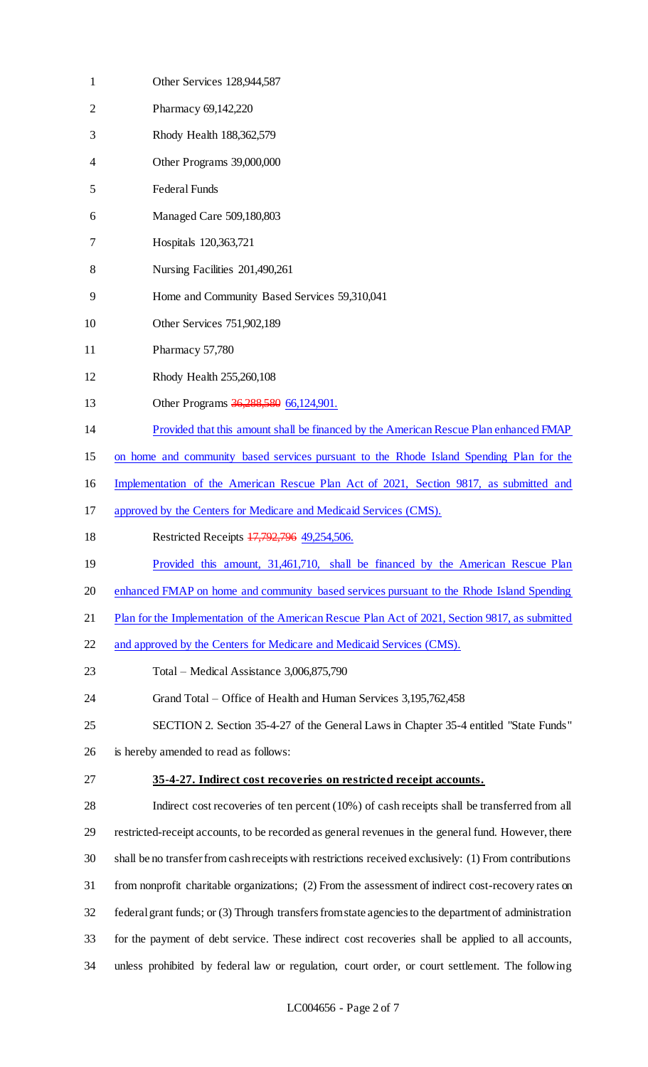Other Services 128,944,587

Pharmacy 69,142,220

Rhody Health 188,362,579

Other Programs 39,000,000

Federal Funds

Managed Care 509,180,803

Hospitals 120,363,721

Nursing Facilities 201,490,261

Home and Community Based Services 59,310,041

Other Services 751,902,189

Pharmacy 57,780

Rhody Health 255,260,108

Other Programs ~~36,288,580~~ 66,124,901.

Provided that this amount shall be financed by the American Rescue Plan enhanced FMAP on home and community based services pursuant to the Rhode Island Spending Plan for the Implementation of the American Rescue Plan Act of 2021, Section 9817, as submitted and approved by the Centers for Medicare and Medicaid Services (CMS).

Restricted Receipts ~~17,792,796~~ 49,254,506.

Provided this amount, 31,461,710, shall be financed by the American Rescue Plan enhanced FMAP on home and community based services pursuant to the Rhode Island Spending Plan for the Implementation of the American Rescue Plan Act of 2021, Section 9817, as submitted and approved by the Centers for Medicare and Medicaid Services (CMS).

Total – Medical Assistance 3,006,875,790

Grand Total – Office of Health and Human Services 3,195,762,458

SECTION 2. Section 35-4-27 of the General Laws in Chapter 35-4 entitled "State Funds" is hereby amended to read as follows:

**35-4-27. Indirect cost recoveries on restricted receipt accounts.**

Indirect cost recoveries of ten percent (10%) of cash receipts shall be transferred from all restricted-receipt accounts, to be recorded as general revenues in the general fund. However, there shall be no transfer from cash receipts with restrictions received exclusively: (1) From contributions from nonprofit charitable organizations; (2) From the assessment of indirect cost-recovery rates on federal grant funds; or (3) Through transfers from state agencies to the department of administration for the payment of debt service. These indirect cost recoveries shall be applied to all accounts, unless prohibited by federal law or regulation, court order, or court settlement. The following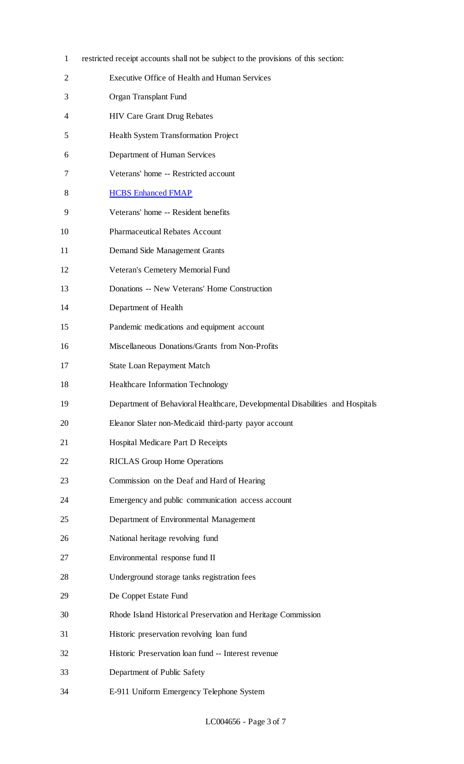restricted receipt accounts shall not be subject to the provisions of this section:

Executive Office of Health and Human Services

Organ Transplant Fund

HIV Care Grant Drug Rebates

Health System Transformation Project

Department of Human Services

Veterans' home -- Restricted account

HCBS Enhanced FMAP

Veterans' home -- Resident benefits

Pharmaceutical Rebates Account

Demand Side Management Grants

Veteran's Cemetery Memorial Fund

Donations -- New Veterans' Home Construction

Department of Health

Pandemic medications and equipment account

Miscellaneous Donations/Grants from Non-Profits

State Loan Repayment Match

Healthcare Information Technology

Department of Behavioral Healthcare, Developmental Disabilities and Hospitals

Eleanor Slater non-Medicaid third-party payor account

Hospital Medicare Part D Receipts

RICLAS Group Home Operations

Commission on the Deaf and Hard of Hearing

Emergency and public communication access account

Department of Environmental Management

National heritage revolving fund

Environmental response fund II

Underground storage tanks registration fees

De Coppet Estate Fund

Rhode Island Historical Preservation and Heritage Commission

Historic preservation revolving loan fund

Historic Preservation loan fund -- Interest revenue

Department of Public Safety

E-911 Uniform Emergency Telephone System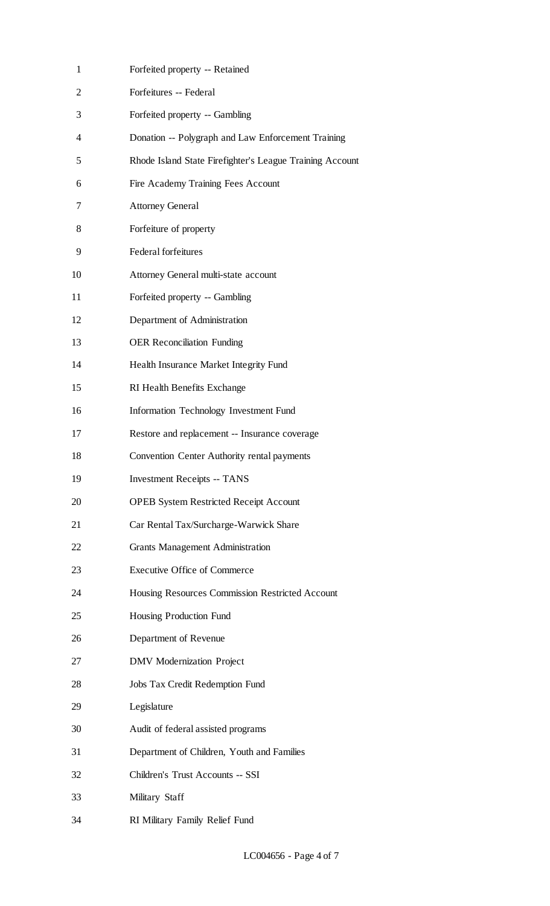Forfeited property -- Retained

Forfeitures -- Federal

Forfeited property -- Gambling

Donation -- Polygraph and Law Enforcement Training

Rhode Island State Firefighter's League Training Account

Fire Academy Training Fees Account

Attorney General

Forfeiture of property

Federal forfeitures

Attorney General multi-state account

Forfeited property -- Gambling

Department of Administration

OER Reconciliation Funding

Health Insurance Market Integrity Fund

RI Health Benefits Exchange

Information Technology Investment Fund

Restore and replacement -- Insurance coverage

Convention Center Authority rental payments

Investment Receipts -- TANS

OPEB System Restricted Receipt Account

Car Rental Tax/Surcharge-Warwick Share

Grants Management Administration

Executive Office of Commerce

Housing Resources Commission Restricted Account

Housing Production Fund

Department of Revenue

DMV Modernization Project

Jobs Tax Credit Redemption Fund

Legislature

Audit of federal assisted programs

Department of Children, Youth and Families

Children's Trust Accounts -- SSI

Military Staff

RI Military Family Relief Fund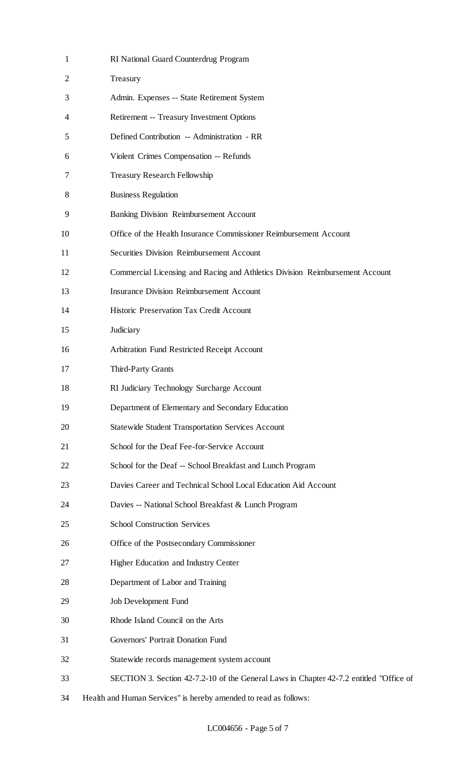RI National Guard Counterdrug Program

Treasury

Admin. Expenses -- State Retirement System

Retirement -- Treasury Investment Options

Defined Contribution -- Administration - RR

Violent Crimes Compensation -- Refunds

Treasury Research Fellowship

Business Regulation

Banking Division Reimbursement Account

Office of the Health Insurance Commissioner Reimbursement Account

Securities Division Reimbursement Account

Commercial Licensing and Racing and Athletics Division Reimbursement Account

Insurance Division Reimbursement Account

Historic Preservation Tax Credit Account

Judiciary

Arbitration Fund Restricted Receipt Account

Third-Party Grants

RI Judiciary Technology Surcharge Account

Department of Elementary and Secondary Education

Statewide Student Transportation Services Account

School for the Deaf Fee-for-Service Account

School for the Deaf -- School Breakfast and Lunch Program

Davies Career and Technical School Local Education Aid Account

Davies -- National School Breakfast & Lunch Program

School Construction Services

Office of the Postsecondary Commissioner

Higher Education and Industry Center

Department of Labor and Training

Job Development Fund

Rhode Island Council on the Arts

Governors' Portrait Donation Fund

Statewide records management system account

SECTION 3. Section 42-7.2-10 of the General Laws in Chapter 42-7.2 entitled "Office of Health and Human Services" is hereby amended to read as follows: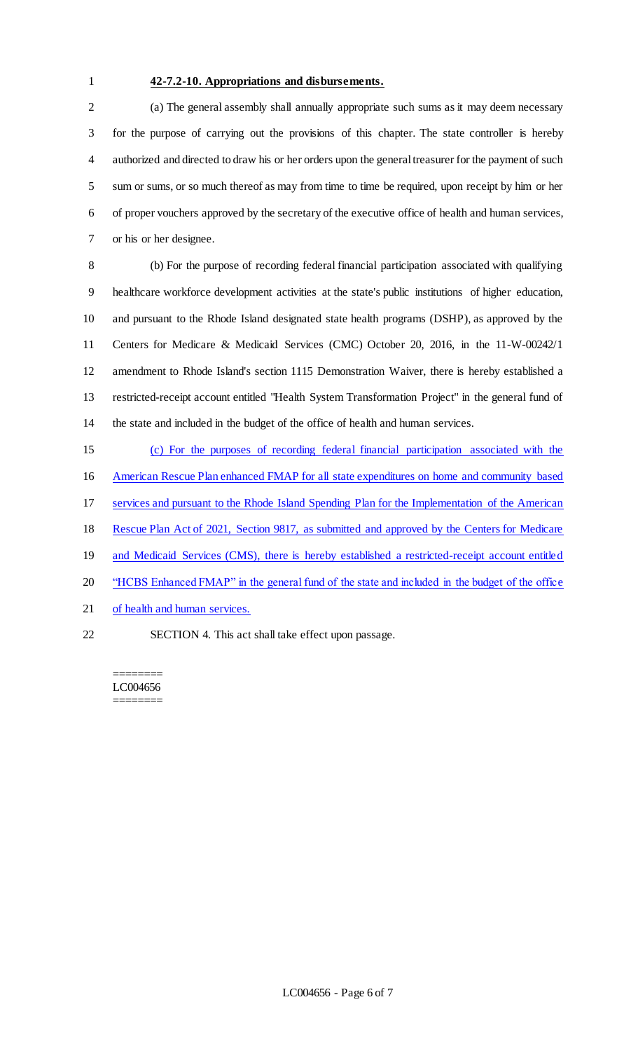**42-7.2-10. Appropriations and disbursements.**

(a) The general assembly shall annually appropriate such sums as it may deem necessary for the purpose of carrying out the provisions of this chapter. The state controller is hereby authorized and directed to draw his or her orders upon the general treasurer for the payment of such sum or sums, or so much thereof as may from time to time be required, upon receipt by him or her of proper vouchers approved by the secretary of the executive office of health and human services, or his or her designee.

(b) For the purpose of recording federal financial participation associated with qualifying healthcare workforce development activities at the state's public institutions of higher education, and pursuant to the Rhode Island designated state health programs (DSHP), as approved by the Centers for Medicare & Medicaid Services (CMC) October 20, 2016, in the 11-W-00242/1 amendment to Rhode Island's section 1115 Demonstration Waiver, there is hereby established a restricted-receipt account entitled "Health System Transformation Project" in the general fund of the state and included in the budget of the office of health and human services.

<u>(c) For the purposes of recording federal financial participation associated with the American Rescue Plan enhanced FMAP for all state expenditures on home and community based services and pursuant to the Rhode Island Spending Plan for the Implementation of the American Rescue Plan Act of 2021, Section 9817, as submitted and approved by the Centers for Medicare and Medicaid Services (CMS), there is hereby established a restricted-receipt account entitled "HCBS Enhanced FMAP" in the general fund of the state and included in the budget of the office of health and human services.</u>

SECTION 4. This act shall take effect upon passage.

========
LC004656
========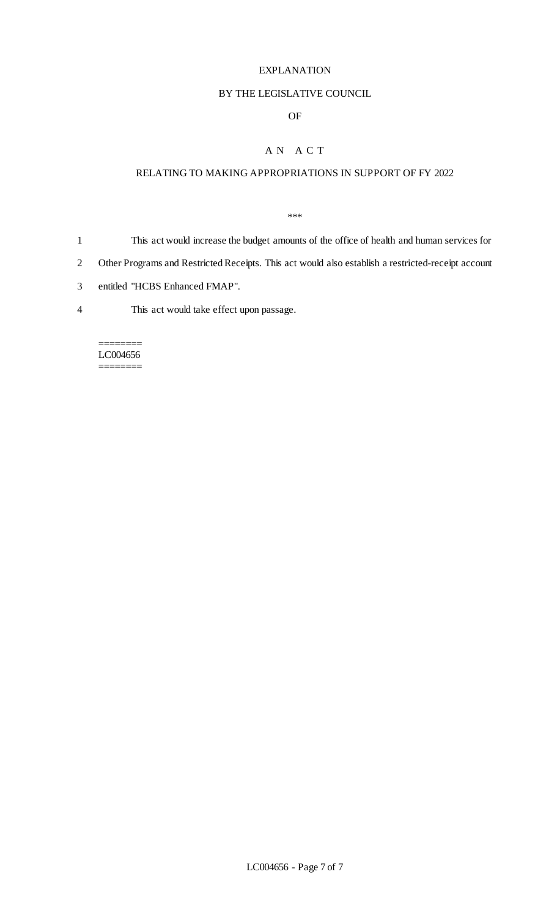EXPLANATION

BY THE LEGISLATIVE COUNCIL

OF

A N A C T

RELATING TO MAKING APPROPRIATIONS IN SUPPORT OF FY 2022

\*\*\*

1 This act would increase the budget amounts of the office of health and human services for
2 Other Programs and Restricted Receipts. This act would also establish a restricted-receipt account
3 entitled "HCBS Enhanced FMAP".
4 This act would take effect upon passage.

========
LC004656
========